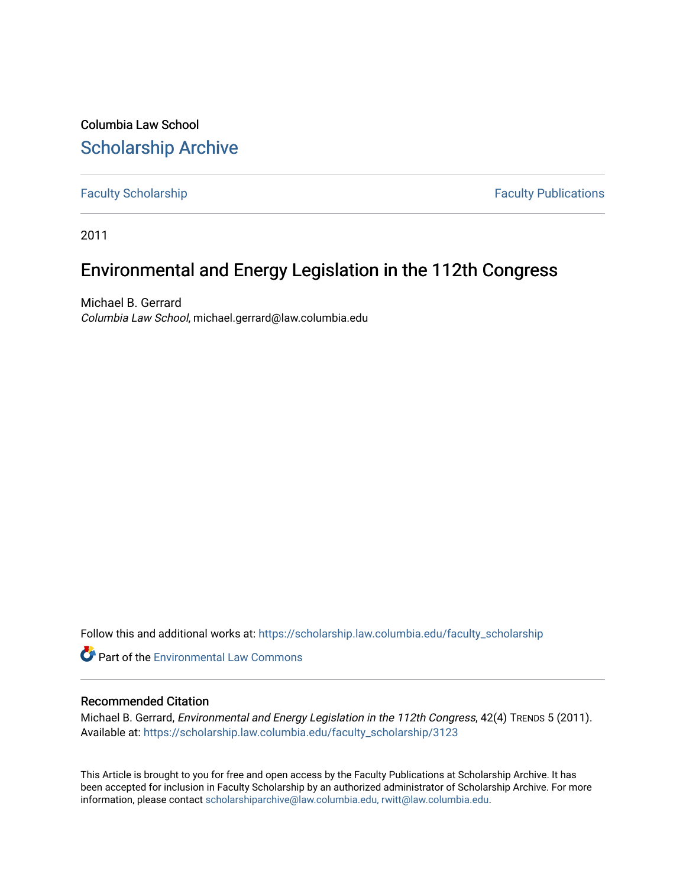Columbia Law School

## Scholarship Archive

Faculty Scholarship | Faculty Publications

2011

# Environmental and Energy Legislation in the 112th Congress

Michael B. Gerrard

*Columbia Law School*, michael.gerrard@law.columbia.edu

Follow this and additional works at: https://scholarship.law.columbia.edu/faculty_scholarship

Part of the Environmental Law Commons

### Recommended Citation

Michael B. Gerrard, *Environmental and Energy Legislation in the 112th Congress*, 42(4) TRENDS 5 (2011).
Available at: https://scholarship.law.columbia.edu/faculty_scholarship/3123

This Article is brought to you for free and open access by the Faculty Publications at Scholarship Archive. It has been accepted for inclusion in Faculty Scholarship by an authorized administrator of Scholarship Archive. For more information, please contact scholarshiparchive@law.columbia.edu, rwitt@law.columbia.edu.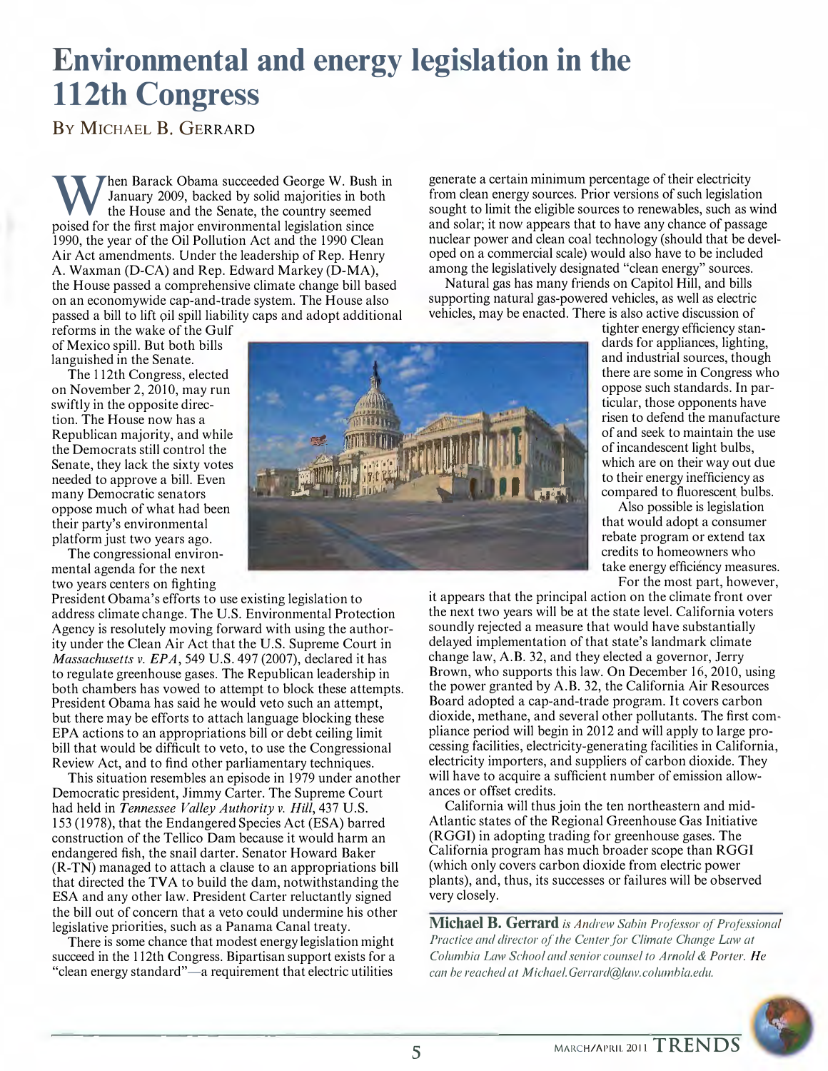# Environmental and energy legislation in the 112th Congress

By Michael B. Gerrard

When Barack Obama succeeded George W. Bush in January 2009, backed by solid majorities in both the House and the Senate, the country seemed poised for the first major environmental legislation since 1990, the year of the Oil Pollution Act and the 1990 Clean Air Act amendments. Under the leadership of Rep. Henry A. Waxman (D-CA) and Rep. Edward Markey (D-MA), the House passed a comprehensive climate change bill based on an economywide cap-and-trade system. The House also passed a bill to lift oil spill liability caps and adopt additional reforms in the wake of the Gulf of Mexico spill. But both bills languished in the Senate.

The 112th Congress, elected on November 2, 2010, may run swiftly in the opposite direction. The House now has a Republican majority, and while the Democrats still control the Senate, they lack the sixty votes needed to approve a bill. Even many Democratic senators oppose much of what had been their party's environmental platform just two years ago.

The congressional environmental agenda for the next two years centers on fighting President Obama's efforts to use existing legislation to address climate change. The U.S. Environmental Protection Agency is resolutely moving forward with using the authority under the Clean Air Act that the U.S. Supreme Court in *Massachusetts v. EPA*, 549 U.S. 497 (2007), declared it has to regulate greenhouse gases. The Republican leadership in both chambers has vowed to attempt to block these attempts. President Obama has said he would veto such an attempt, but there may be efforts to attach language blocking these EPA actions to an appropriations bill or debt ceiling limit bill that would be difficult to veto, to use the Congressional Review Act, and to find other parliamentary techniques.

This situation resembles an episode in 1979 under another Democratic president, Jimmy Carter. The Supreme Court had held in *Tennessee Valley Authority v. Hill*, 437 U.S. 153 (1978), that the Endangered Species Act (ESA) barred construction of the Tellico Dam because it would harm an endangered fish, the snail darter. Senator Howard Baker (R-TN) managed to attach a clause to an appropriations bill that directed the TVA to build the dam, notwithstanding the ESA and any other law. President Carter reluctantly signed the bill out of concern that a veto could undermine his other legislative priorities, such as a Panama Canal treaty.

There is some chance that modest energy legislation might succeed in the 112th Congress. Bipartisan support exists for a "clean energy standard"—a requirement that electric utilities generate a certain minimum percentage of their electricity from clean energy sources. Prior versions of such legislation sought to limit the eligible sources to renewables, such as wind and solar; it now appears that to have any chance of passage nuclear power and clean coal technology (should that be developed on a commercial scale) would also have to be included among the legislatively designated "clean energy" sources.

Natural gas has many friends on Capitol Hill, and bills supporting natural gas-powered vehicles, as well as electric vehicles, may be enacted. There is also active discussion of tighter energy efficiency standards for appliances, lighting, and industrial sources, though there are some in Congress who oppose such standards. In particular, those opponents have risen to defend the manufacture of and seek to maintain the use of incandescent light bulbs, which are on their way out due to their energy inefficiency as compared to fluorescent bulbs.

Also possible is legislation that would adopt a consumer rebate program or extend tax credits to homeowners who take energy efficiency measures.

For the most part, however, it appears that the principal action on the climate front over the next two years will be at the state level. California voters soundly rejected a measure that would have substantially delayed implementation of that state's landmark climate change law, A.B. 32, and they elected a governor, Jerry Brown, who supports this law. On December 16, 2010, using the power granted by A.B. 32, the California Air Resources Board adopted a cap-and-trade program. It covers carbon dioxide, methane, and several other pollutants. The first compliance period will begin in 2012 and will apply to large processing facilities, electricity-generating facilities in California, electricity importers, and suppliers of carbon dioxide. They will have to acquire a sufficient number of emission allowances or offset credits.

California will thus join the ten northeastern and mid-Atlantic states of the Regional Greenhouse Gas Initiative (RGGI) in adopting trading for greenhouse gases. The California program has much broader scope than RGGI (which only covers carbon dioxide from electric power plants), and, thus, its successes or failures will be observed very closely.

**Michael B. Gerrard** *is Andrew Sabin Professor of Professional Practice and director of the Center for Climate Change Law at Columbia Law School and senior counsel to Arnold & Porter. He can be reached at Michael.Gerrard@law.columbia.edu.*